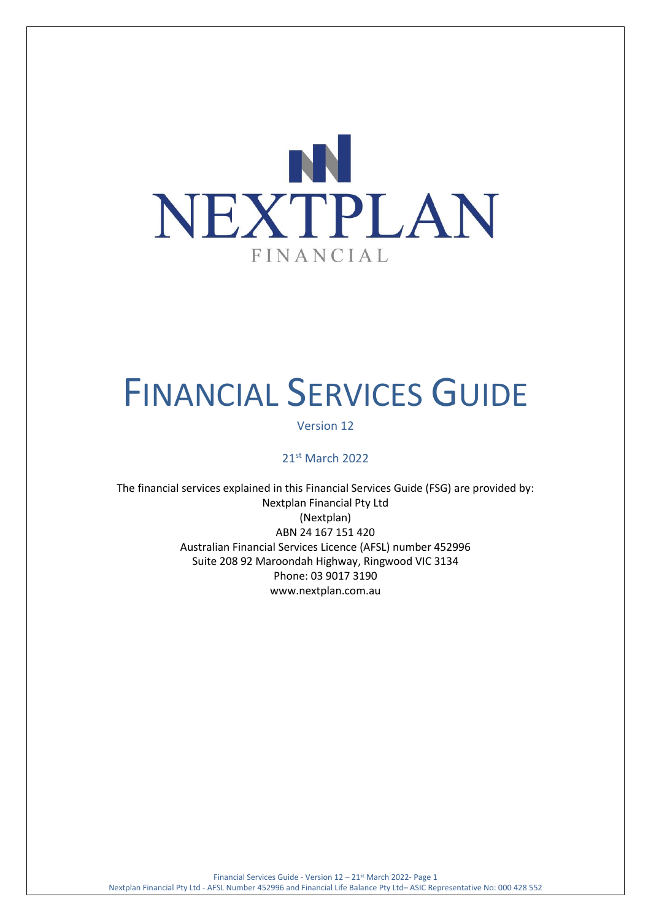NEXTPLAN

FINANCIAL

# Financial Services Guide

Version 12

21st March 2022

The financial services explained in this Financial Services Guide (FSG) are provided by:
Nextplan Financial Pty Ltd
(Nextplan)
ABN 24 167 151 420
Australian Financial Services Licence (AFSL) number 452996
Suite 208 92 Maroondah Highway, Ringwood VIC 3134
Phone: 03 9017 3190
www.nextplan.com.au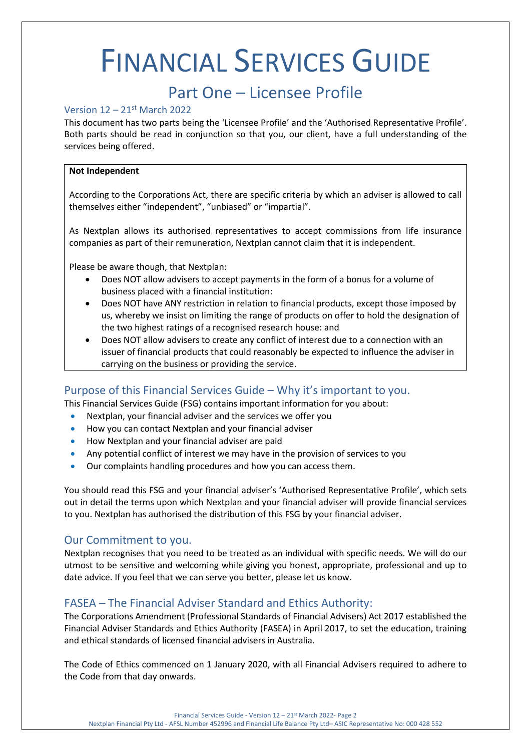# FINANCIAL SERVICES GUIDE

## Part One – Licensee Profile

### Version 12 – 21st March 2022

This document has two parts being the 'Licensee Profile' and the 'Authorised Representative Profile'. Both parts should be read in conjunction so that you, our client, have a full understanding of the services being offered.

**Not Independent**

According to the Corporations Act, there are specific criteria by which an adviser is allowed to call themselves either "independent", "unbiased" or "impartial".

As Nextplan allows its authorised representatives to accept commissions from life insurance companies as part of their remuneration, Nextplan cannot claim that it is independent.

Please be aware though, that Nextplan:

- Does NOT allow advisers to accept payments in the form of a bonus for a volume of business placed with a financial institution:
- Does NOT have ANY restriction in relation to financial products, except those imposed by us, whereby we insist on limiting the range of products on offer to hold the designation of the two highest ratings of a recognised research house: and
- Does NOT allow advisers to create any conflict of interest due to a connection with an issuer of financial products that could reasonably be expected to influence the adviser in carrying on the business or providing the service.

### Purpose of this Financial Services Guide – Why it's important to you.

This Financial Services Guide (FSG) contains important information for you about:

- Nextplan, your financial adviser and the services we offer you
- How you can contact Nextplan and your financial adviser
- How Nextplan and your financial adviser are paid
- Any potential conflict of interest we may have in the provision of services to you
- Our complaints handling procedures and how you can access them.

You should read this FSG and your financial adviser's 'Authorised Representative Profile', which sets out in detail the terms upon which Nextplan and your financial adviser will provide financial services to you. Nextplan has authorised the distribution of this FSG by your financial adviser.

### Our Commitment to you.

Nextplan recognises that you need to be treated as an individual with specific needs. We will do our utmost to be sensitive and welcoming while giving you honest, appropriate, professional and up to date advice. If you feel that we can serve you better, please let us know.

### FASEA – The Financial Adviser Standard and Ethics Authority:

The Corporations Amendment (Professional Standards of Financial Advisers) Act 2017 established the Financial Adviser Standards and Ethics Authority (FASEA) in April 2017, to set the education, training and ethical standards of licensed financial advisers in Australia.

The Code of Ethics commenced on 1 January 2020, with all Financial Advisers required to adhere to the Code from that day onwards.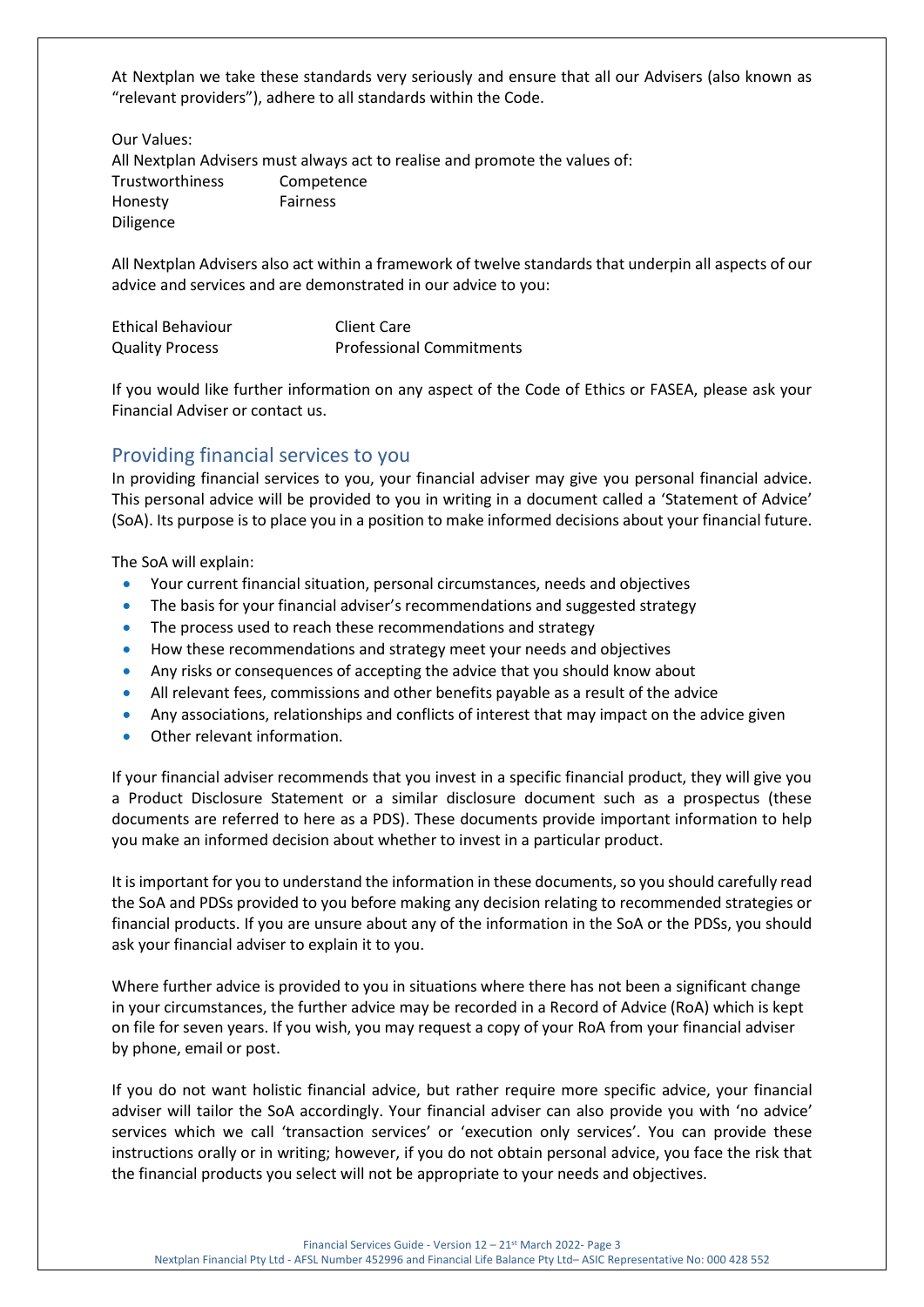At Nextplan we take these standards very seriously and ensure that all our Advisers (also known as "relevant providers"), adhere to all standards within the Code.

Our Values:
All Nextplan Advisers must always act to realise and promote the values of:

| | |
|---|---|
| Trustworthiness | Competence |
| Honesty | Fairness |
| Diligence | |

All Nextplan Advisers also act within a framework of twelve standards that underpin all aspects of our advice and services and are demonstrated in our advice to you:

| | |
|---|---|
| Ethical Behaviour | Client Care |
| Quality Process | Professional Commitments |

If you would like further information on any aspect of the Code of Ethics or FASEA, please ask your Financial Adviser or contact us.

## Providing financial services to you

In providing financial services to you, your financial adviser may give you personal financial advice. This personal advice will be provided to you in writing in a document called a 'Statement of Advice' (SoA). Its purpose is to place you in a position to make informed decisions about your financial future.

The SoA will explain:

- Your current financial situation, personal circumstances, needs and objectives
- The basis for your financial adviser's recommendations and suggested strategy
- The process used to reach these recommendations and strategy
- How these recommendations and strategy meet your needs and objectives
- Any risks or consequences of accepting the advice that you should know about
- All relevant fees, commissions and other benefits payable as a result of the advice
- Any associations, relationships and conflicts of interest that may impact on the advice given
- Other relevant information.

If your financial adviser recommends that you invest in a specific financial product, they will give you a Product Disclosure Statement or a similar disclosure document such as a prospectus (these documents are referred to here as a PDS). These documents provide important information to help you make an informed decision about whether to invest in a particular product.

It is important for you to understand the information in these documents, so you should carefully read the SoA and PDSs provided to you before making any decision relating to recommended strategies or financial products. If you are unsure about any of the information in the SoA or the PDSs, you should ask your financial adviser to explain it to you.

Where further advice is provided to you in situations where there has not been a significant change in your circumstances, the further advice may be recorded in a Record of Advice (RoA) which is kept on file for seven years. If you wish, you may request a copy of your RoA from your financial adviser by phone, email or post.

If you do not want holistic financial advice, but rather require more specific advice, your financial adviser will tailor the SoA accordingly. Your financial adviser can also provide you with 'no advice' services which we call 'transaction services' or 'execution only services'. You can provide these instructions orally or in writing; however, if you do not obtain personal advice, you face the risk that the financial products you select will not be appropriate to your needs and objectives.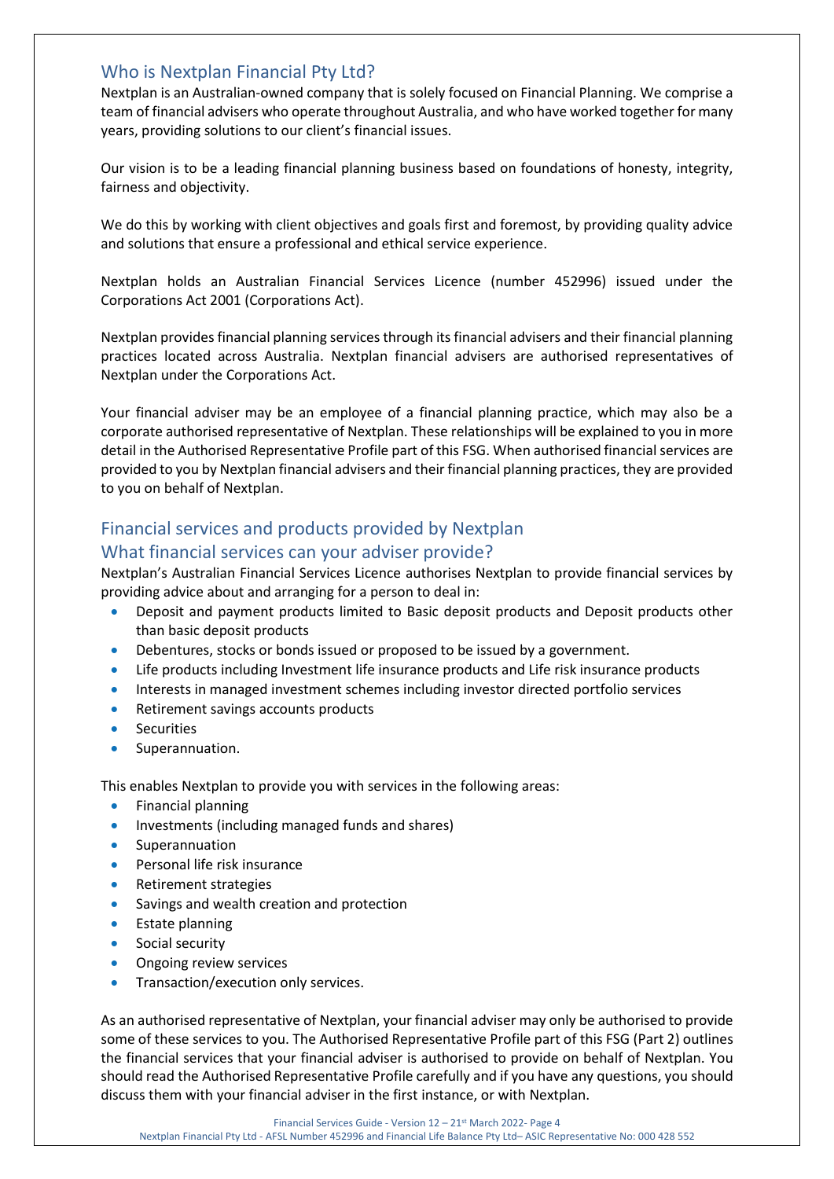## Who is Nextplan Financial Pty Ltd?

Nextplan is an Australian-owned company that is solely focused on Financial Planning. We comprise a team of financial advisers who operate throughout Australia, and who have worked together for many years, providing solutions to our client's financial issues.

Our vision is to be a leading financial planning business based on foundations of honesty, integrity, fairness and objectivity.

We do this by working with client objectives and goals first and foremost, by providing quality advice and solutions that ensure a professional and ethical service experience.

Nextplan holds an Australian Financial Services Licence (number 452996) issued under the Corporations Act 2001 (Corporations Act).

Nextplan provides financial planning services through its financial advisers and their financial planning practices located across Australia. Nextplan financial advisers are authorised representatives of Nextplan under the Corporations Act.

Your financial adviser may be an employee of a financial planning practice, which may also be a corporate authorised representative of Nextplan. These relationships will be explained to you in more detail in the Authorised Representative Profile part of this FSG. When authorised financial services are provided to you by Nextplan financial advisers and their financial planning practices, they are provided to you on behalf of Nextplan.

## Financial services and products provided by Nextplan

## What financial services can your adviser provide?

Nextplan's Australian Financial Services Licence authorises Nextplan to provide financial services by providing advice about and arranging for a person to deal in:

- Deposit and payment products limited to Basic deposit products and Deposit products other than basic deposit products
- Debentures, stocks or bonds issued or proposed to be issued by a government.
- Life products including Investment life insurance products and Life risk insurance products
- Interests in managed investment schemes including investor directed portfolio services
- Retirement savings accounts products
- Securities
- Superannuation.

This enables Nextplan to provide you with services in the following areas:

- Financial planning
- Investments (including managed funds and shares)
- Superannuation
- Personal life risk insurance
- Retirement strategies
- Savings and wealth creation and protection
- Estate planning
- Social security
- Ongoing review services
- Transaction/execution only services.

As an authorised representative of Nextplan, your financial adviser may only be authorised to provide some of these services to you. The Authorised Representative Profile part of this FSG (Part 2) outlines the financial services that your financial adviser is authorised to provide on behalf of Nextplan. You should read the Authorised Representative Profile carefully and if you have any questions, you should discuss them with your financial adviser in the first instance, or with Nextplan.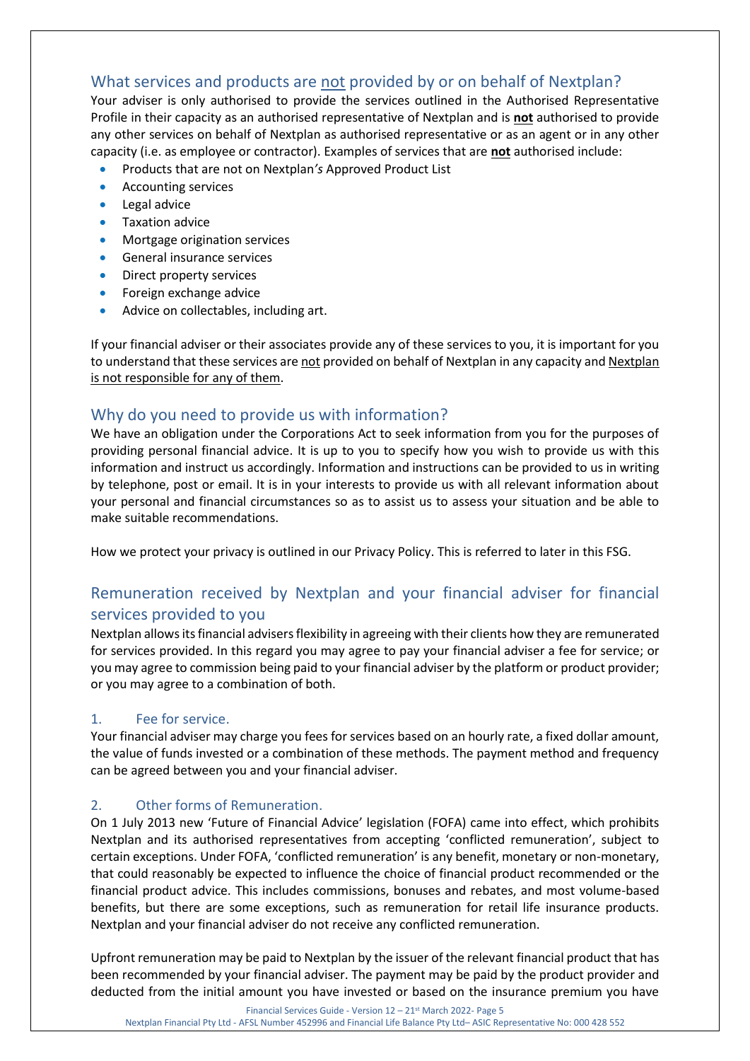## What services and products are not provided by or on behalf of Nextplan?

Your adviser is only authorised to provide the services outlined in the Authorised Representative Profile in their capacity as an authorised representative of Nextplan and is **not** authorised to provide any other services on behalf of Nextplan as authorised representative or as an agent or in any other capacity (i.e. as employee or contractor). Examples of services that are **not** authorised include:

- Products that are not on Nextplan*'s* Approved Product List
- Accounting services
- Legal advice
- Taxation advice
- Mortgage origination services
- General insurance services
- Direct property services
- Foreign exchange advice
- Advice on collectables, including art.

If your financial adviser or their associates provide any of these services to you, it is important for you to understand that these services are not provided on behalf of Nextplan in any capacity and Nextplan is not responsible for any of them.

## Why do you need to provide us with information?

We have an obligation under the Corporations Act to seek information from you for the purposes of providing personal financial advice. It is up to you to specify how you wish to provide us with this information and instruct us accordingly. Information and instructions can be provided to us in writing by telephone, post or email. It is in your interests to provide us with all relevant information about your personal and financial circumstances so as to assist us to assess your situation and be able to make suitable recommendations.

How we protect your privacy is outlined in our Privacy Policy. This is referred to later in this FSG.

## Remuneration received by Nextplan and your financial adviser for financial services provided to you

Nextplan allows its financial advisers flexibility in agreeing with their clients how they are remunerated for services provided. In this regard you may agree to pay your financial adviser a fee for service; or you may agree to commission being paid to your financial adviser by the platform or product provider; or you may agree to a combination of both.

### 1. Fee for service.

Your financial adviser may charge you fees for services based on an hourly rate, a fixed dollar amount, the value of funds invested or a combination of these methods. The payment method and frequency can be agreed between you and your financial adviser.

### 2. Other forms of Remuneration.

On 1 July 2013 new 'Future of Financial Advice' legislation (FOFA) came into effect, which prohibits Nextplan and its authorised representatives from accepting 'conflicted remuneration', subject to certain exceptions. Under FOFA, 'conflicted remuneration' is any benefit, monetary or non-monetary, that could reasonably be expected to influence the choice of financial product recommended or the financial product advice. This includes commissions, bonuses and rebates, and most volume-based benefits, but there are some exceptions, such as remuneration for retail life insurance products. Nextplan and your financial adviser do not receive any conflicted remuneration.

Upfront remuneration may be paid to Nextplan by the issuer of the relevant financial product that has been recommended by your financial adviser. The payment may be paid by the product provider and deducted from the initial amount you have invested or based on the insurance premium you have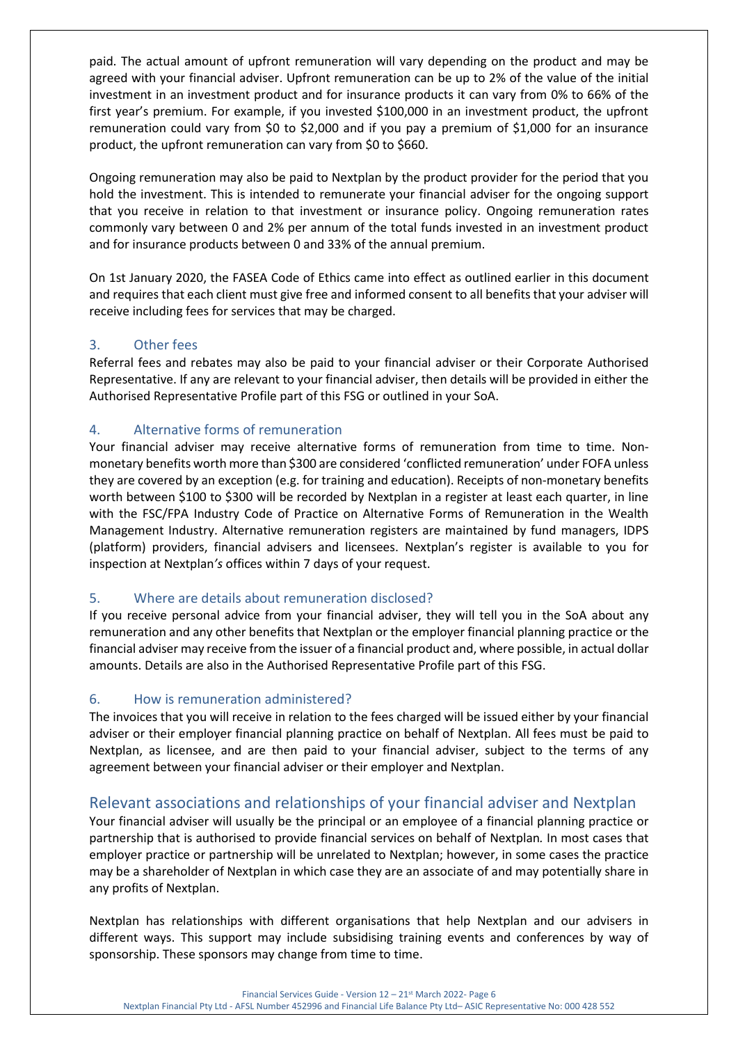paid. The actual amount of upfront remuneration will vary depending on the product and may be agreed with your financial adviser. Upfront remuneration can be up to 2% of the value of the initial investment in an investment product and for insurance products it can vary from 0% to 66% of the first year's premium. For example, if you invested $100,000 in an investment product, the upfront remuneration could vary from $0 to $2,000 and if you pay a premium of $1,000 for an insurance product, the upfront remuneration can vary from $0 to $660.

Ongoing remuneration may also be paid to Nextplan by the product provider for the period that you hold the investment. This is intended to remunerate your financial adviser for the ongoing support that you receive in relation to that investment or insurance policy. Ongoing remuneration rates commonly vary between 0 and 2% per annum of the total funds invested in an investment product and for insurance products between 0 and 33% of the annual premium.

On 1st January 2020, the FASEA Code of Ethics came into effect as outlined earlier in this document and requires that each client must give free and informed consent to all benefits that your adviser will receive including fees for services that may be charged.

### 3. Other fees

Referral fees and rebates may also be paid to your financial adviser or their Corporate Authorised Representative. If any are relevant to your financial adviser, then details will be provided in either the Authorised Representative Profile part of this FSG or outlined in your SoA.

### 4. Alternative forms of remuneration

Your financial adviser may receive alternative forms of remuneration from time to time. Non-monetary benefits worth more than $300 are considered 'conflicted remuneration' under FOFA unless they are covered by an exception (e.g. for training and education). Receipts of non-monetary benefits worth between $100 to $300 will be recorded by Nextplan in a register at least each quarter, in line with the FSC/FPA Industry Code of Practice on Alternative Forms of Remuneration in the Wealth Management Industry. Alternative remuneration registers are maintained by fund managers, IDPS (platform) providers, financial advisers and licensees. Nextplan's register is available to you for inspection at Nextplan*'s* offices within 7 days of your request.

### 5. Where are details about remuneration disclosed?

If you receive personal advice from your financial adviser, they will tell you in the SoA about any remuneration and any other benefits that Nextplan or the employer financial planning practice or the financial adviser may receive from the issuer of a financial product and, where possible, in actual dollar amounts. Details are also in the Authorised Representative Profile part of this FSG.

### 6. How is remuneration administered?

The invoices that you will receive in relation to the fees charged will be issued either by your financial adviser or their employer financial planning practice on behalf of Nextplan. All fees must be paid to Nextplan, as licensee, and are then paid to your financial adviser, subject to the terms of any agreement between your financial adviser or their employer and Nextplan.

## Relevant associations and relationships of your financial adviser and Nextplan

Your financial adviser will usually be the principal or an employee of a financial planning practice or partnership that is authorised to provide financial services on behalf of Nextplan*.* In most cases that employer practice or partnership will be unrelated to Nextplan; however, in some cases the practice may be a shareholder of Nextplan in which case they are an associate of and may potentially share in any profits of Nextplan.

Nextplan has relationships with different organisations that help Nextplan and our advisers in different ways. This support may include subsidising training events and conferences by way of sponsorship. These sponsors may change from time to time.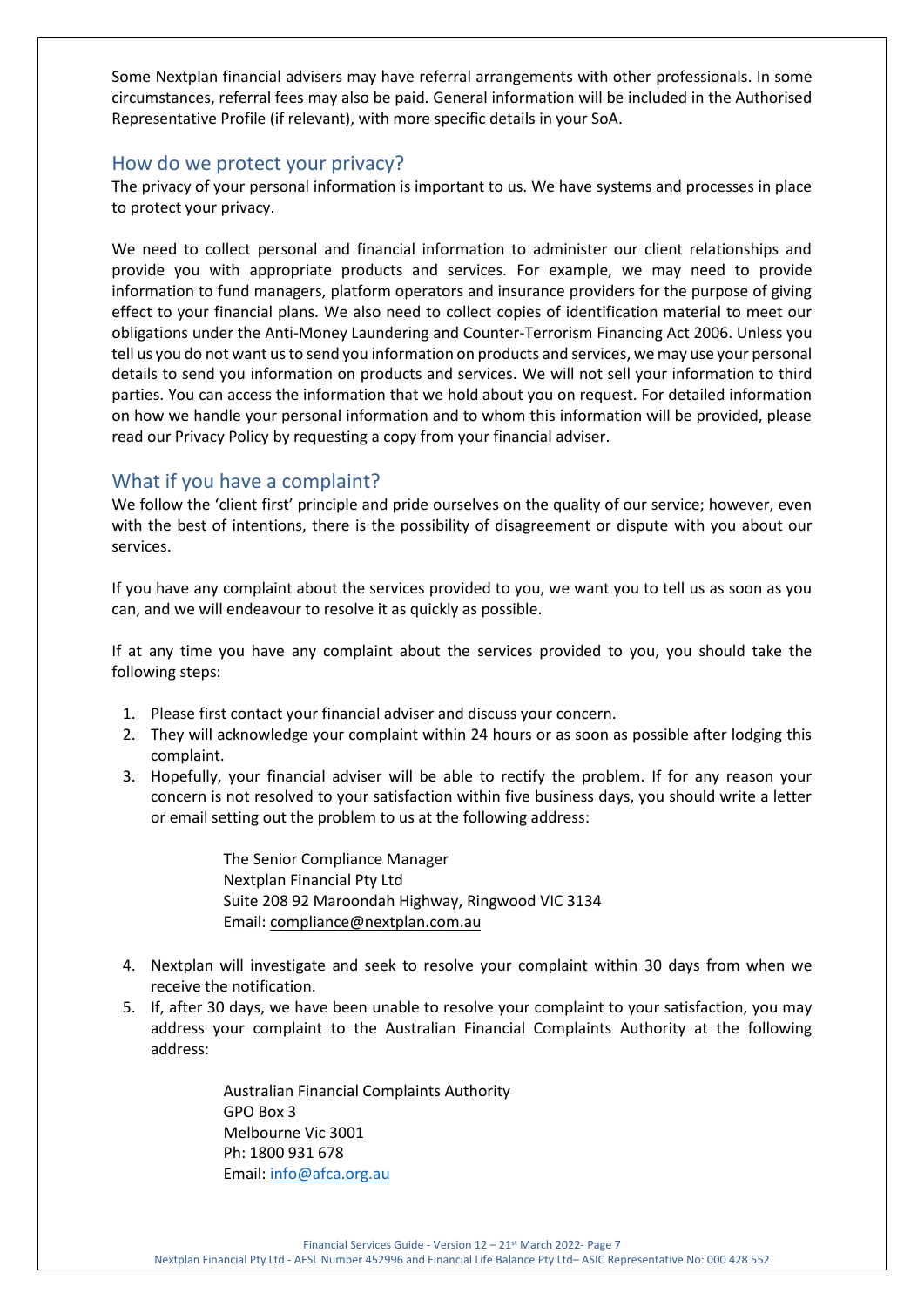Some Nextplan financial advisers may have referral arrangements with other professionals. In some circumstances, referral fees may also be paid. General information will be included in the Authorised Representative Profile (if relevant), with more specific details in your SoA.

## How do we protect your privacy?

The privacy of your personal information is important to us. We have systems and processes in place to protect your privacy.

We need to collect personal and financial information to administer our client relationships and provide you with appropriate products and services. For example, we may need to provide information to fund managers, platform operators and insurance providers for the purpose of giving effect to your financial plans. We also need to collect copies of identification material to meet our obligations under the Anti-Money Laundering and Counter-Terrorism Financing Act 2006. Unless you tell us you do not want us to send you information on products and services, we may use your personal details to send you information on products and services. We will not sell your information to third parties. You can access the information that we hold about you on request. For detailed information on how we handle your personal information and to whom this information will be provided, please read our Privacy Policy by requesting a copy from your financial adviser.

## What if you have a complaint?

We follow the 'client first' principle and pride ourselves on the quality of our service; however, even with the best of intentions, there is the possibility of disagreement or dispute with you about our services.

If you have any complaint about the services provided to you, we want you to tell us as soon as you can, and we will endeavour to resolve it as quickly as possible.

If at any time you have any complaint about the services provided to you, you should take the following steps:

1. Please first contact your financial adviser and discuss your concern.
2. They will acknowledge your complaint within 24 hours or as soon as possible after lodging this complaint.
3. Hopefully, your financial adviser will be able to rectify the problem. If for any reason your concern is not resolved to your satisfaction within five business days, you should write a letter or email setting out the problem to us at the following address:

   The Senior Compliance Manager
   Nextplan Financial Pty Ltd
   Suite 208 92 Maroondah Highway, Ringwood VIC 3134
   Email: compliance@nextplan.com.au

4. Nextplan will investigate and seek to resolve your complaint within 30 days from when we receive the notification.
5. If, after 30 days, we have been unable to resolve your complaint to your satisfaction, you may address your complaint to the Australian Financial Complaints Authority at the following address:

   Australian Financial Complaints Authority
   GPO Box 3
   Melbourne Vic 3001
   Ph: 1800 931 678
   Email: info@afca.org.au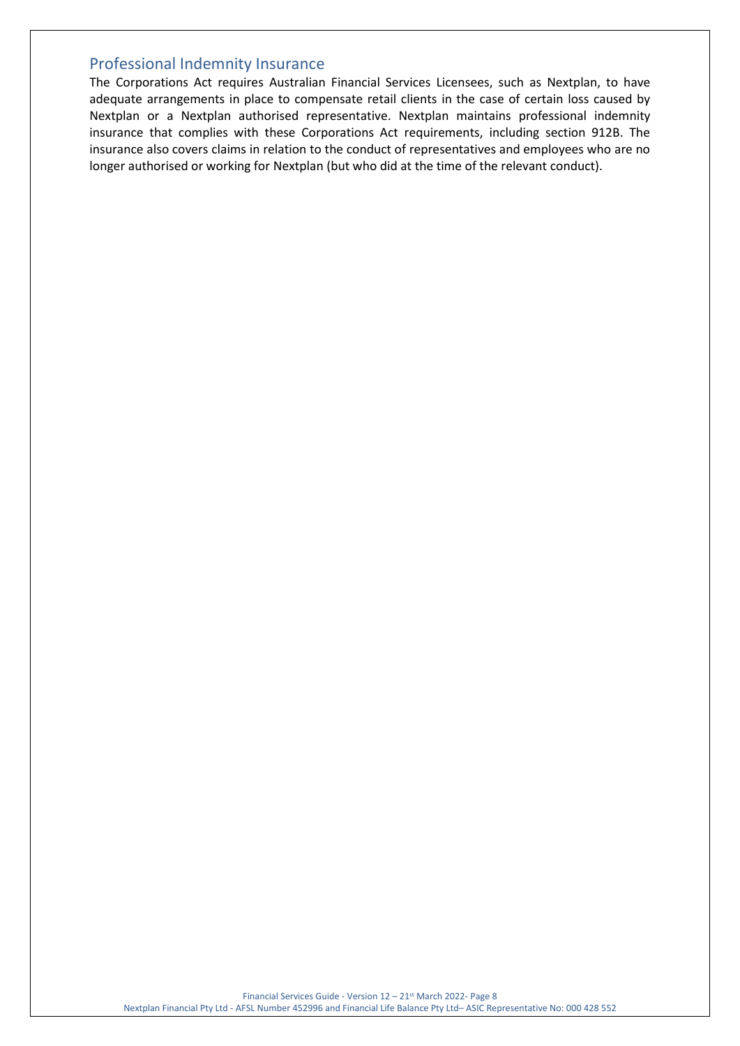## Professional Indemnity Insurance

The Corporations Act requires Australian Financial Services Licensees, such as Nextplan, to have adequate arrangements in place to compensate retail clients in the case of certain loss caused by Nextplan or a Nextplan authorised representative. Nextplan maintains professional indemnity insurance that complies with these Corporations Act requirements, including section 912B. The insurance also covers claims in relation to the conduct of representatives and employees who are no longer authorised or working for Nextplan (but who did at the time of the relevant conduct).